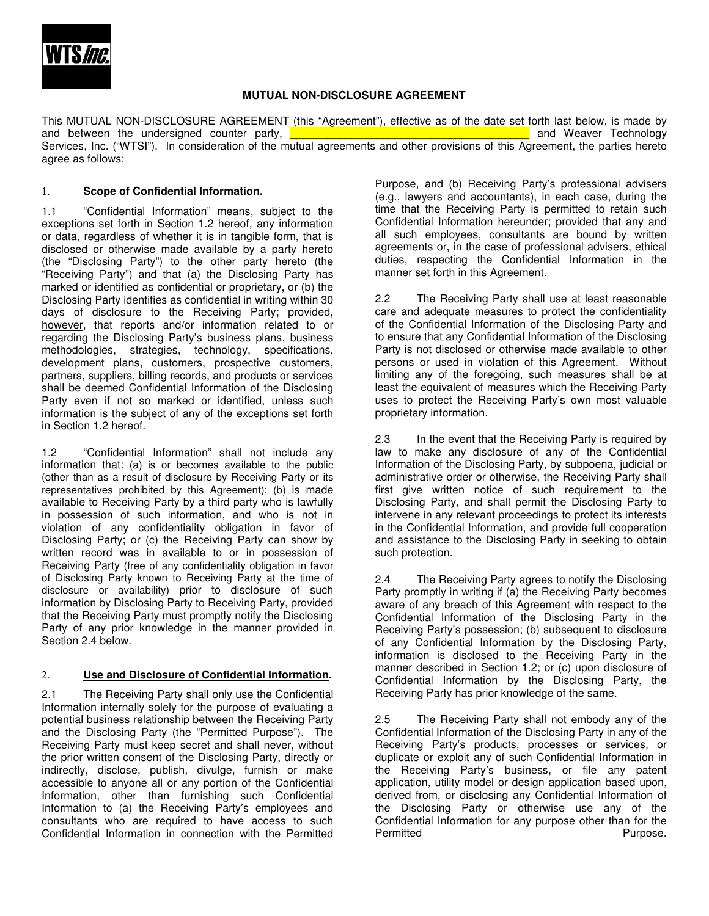WTS inc.

# MUTUAL NON-DISCLOSURE AGREEMENT

This MUTUAL NON-DISCLOSURE AGREEMENT (this "Agreement"), effective as of the date set forth last below, is made by and between the undersigned counter party, ___________________________________ and Weaver Technology Services, Inc. ("WTSI"). In consideration of the mutual agreements and other provisions of this Agreement, the parties hereto agree as follows:

## 1. **Scope of Confidential Information.**

1.1 "Confidential Information" means, subject to the exceptions set forth in Section 1.2 hereof, any information or data, regardless of whether it is in tangible form, that is disclosed or otherwise made available by a party hereto (the "Disclosing Party") to the other party hereto (the "Receiving Party") and that (a) the Disclosing Party has marked or identified as confidential or proprietary, or (b) the Disclosing Party identifies as confidential in writing within 30 days of disclosure to the Receiving Party; provided, however, that reports and/or information related to or regarding the Disclosing Party's business plans, business methodologies, strategies, technology, specifications, development plans, customers, prospective customers, partners, suppliers, billing records, and products or services shall be deemed Confidential Information of the Disclosing Party even if not so marked or identified, unless such information is the subject of any of the exceptions set forth in Section 1.2 hereof.

1.2 "Confidential Information" shall not include any information that: (a) is or becomes available to the public (other than as a result of disclosure by Receiving Party or its representatives prohibited by this Agreement); (b) is made available to Receiving Party by a third party who is lawfully in possession of such information, and who is not in violation of any confidentiality obligation in favor of Disclosing Party; or (c) the Receiving Party can show by written record was in available to or in possession of Receiving Party (free of any confidentiality obligation in favor of Disclosing Party known to Receiving Party at the time of disclosure or availability) prior to disclosure of such information by Disclosing Party to Receiving Party, provided that the Receiving Party must promptly notify the Disclosing Party of any prior knowledge in the manner provided in Section 2.4 below.

## 2. **Use and Disclosure of Confidential Information.**

2.1 The Receiving Party shall only use the Confidential Information internally solely for the purpose of evaluating a potential business relationship between the Receiving Party and the Disclosing Party (the "Permitted Purpose"). The Receiving Party must keep secret and shall never, without the prior written consent of the Disclosing Party, directly or indirectly, disclose, publish, divulge, furnish or make accessible to anyone all or any portion of the Confidential Information, other than furnishing such Confidential Information to (a) the Receiving Party's employees and consultants who are required to have access to such Confidential Information in connection with the Permitted Purpose, and (b) Receiving Party's professional advisers (e.g., lawyers and accountants), in each case, during the time that the Receiving Party is permitted to retain such Confidential Information hereunder; provided that any and all such employees, consultants are bound by written agreements or, in the case of professional advisers, ethical duties, respecting the Confidential Information in the manner set forth in this Agreement.

2.2 The Receiving Party shall use at least reasonable care and adequate measures to protect the confidentiality of the Confidential Information of the Disclosing Party and to ensure that any Confidential Information of the Disclosing Party is not disclosed or otherwise made available to other persons or used in violation of this Agreement. Without limiting any of the foregoing, such measures shall be at least the equivalent of measures which the Receiving Party uses to protect the Receiving Party's own most valuable proprietary information.

2.3 In the event that the Receiving Party is required by law to make any disclosure of any of the Confidential Information of the Disclosing Party, by subpoena, judicial or administrative order or otherwise, the Receiving Party shall first give written notice of such requirement to the Disclosing Party, and shall permit the Disclosing Party to intervene in any relevant proceedings to protect its interests in the Confidential Information, and provide full cooperation and assistance to the Disclosing Party in seeking to obtain such protection.

2.4 The Receiving Party agrees to notify the Disclosing Party promptly in writing if (a) the Receiving Party becomes aware of any breach of this Agreement with respect to the Confidential Information of the Disclosing Party in the Receiving Party's possession; (b) subsequent to disclosure of any Confidential Information by the Disclosing Party, information is disclosed to the Receiving Party in the manner described in Section 1.2; or (c) upon disclosure of Confidential Information by the Disclosing Party, the Receiving Party has prior knowledge of the same.

2.5 The Receiving Party shall not embody any of the Confidential Information of the Disclosing Party in any of the Receiving Party's products, processes or services, or duplicate or exploit any of such Confidential Information in the Receiving Party's business, or file any patent application, utility model or design application based upon, derived from, or disclosing any Confidential Information of the Disclosing Party or otherwise use any of the Confidential Information for any purpose other than for the Permitted Purpose.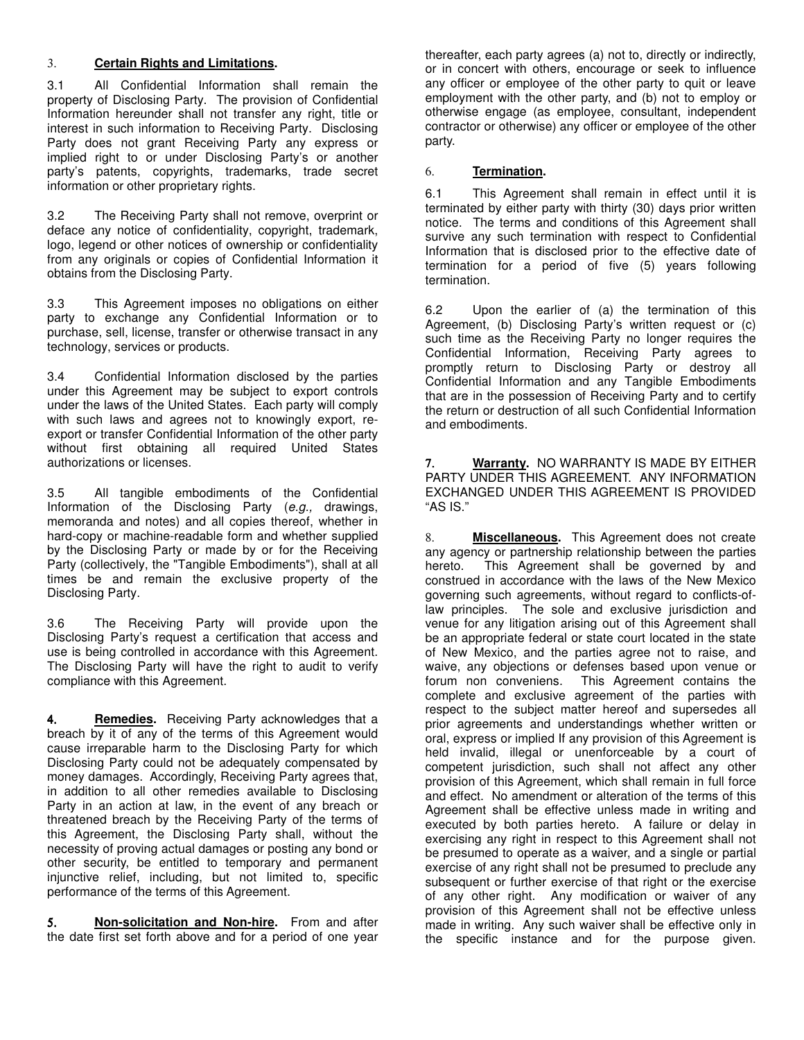3. **Certain Rights and Limitations.**

3.1 All Confidential Information shall remain the property of Disclosing Party. The provision of Confidential Information hereunder shall not transfer any right, title or interest in such information to Receiving Party. Disclosing Party does not grant Receiving Party any express or implied right to or under Disclosing Party's or another party's patents, copyrights, trademarks, trade secret information or other proprietary rights.

3.2 The Receiving Party shall not remove, overprint or deface any notice of confidentiality, copyright, trademark, logo, legend or other notices of ownership or confidentiality from any originals or copies of Confidential Information it obtains from the Disclosing Party.

3.3 This Agreement imposes no obligations on either party to exchange any Confidential Information or to purchase, sell, license, transfer or otherwise transact in any technology, services or products.

3.4 Confidential Information disclosed by the parties under this Agreement may be subject to export controls under the laws of the United States. Each party will comply with such laws and agrees not to knowingly export, re-export or transfer Confidential Information of the other party without first obtaining all required United States authorizations or licenses.

3.5 All tangible embodiments of the Confidential Information of the Disclosing Party (*e.g.,* drawings, memoranda and notes) and all copies thereof, whether in hard-copy or machine-readable form and whether supplied by the Disclosing Party or made by or for the Receiving Party (collectively, the "Tangible Embodiments"), shall at all times be and remain the exclusive property of the Disclosing Party.

3.6 The Receiving Party will provide upon the Disclosing Party's request a certification that access and use is being controlled in accordance with this Agreement. The Disclosing Party will have the right to audit to verify compliance with this Agreement.

**4. Remedies.** Receiving Party acknowledges that a breach by it of any of the terms of this Agreement would cause irreparable harm to the Disclosing Party for which Disclosing Party could not be adequately compensated by money damages. Accordingly, Receiving Party agrees that, in addition to all other remedies available to Disclosing Party in an action at law, in the event of any breach or threatened breach by the Receiving Party of the terms of this Agreement, the Disclosing Party shall, without the necessity of proving actual damages or posting any bond or other security, be entitled to temporary and permanent injunctive relief, including, but not limited to, specific performance of the terms of this Agreement.

**5. Non-solicitation and Non-hire.** From and after the date first set forth above and for a period of one year thereafter, each party agrees (a) not to, directly or indirectly, or in concert with others, encourage or seek to influence any officer or employee of the other party to quit or leave employment with the other party, and (b) not to employ or otherwise engage (as employee, consultant, independent contractor or otherwise) any officer or employee of the other party.

6. **Termination.**

6.1 This Agreement shall remain in effect until it is terminated by either party with thirty (30) days prior written notice. The terms and conditions of this Agreement shall survive any such termination with respect to Confidential Information that is disclosed prior to the effective date of termination for a period of five (5) years following termination.

6.2 Upon the earlier of (a) the termination of this Agreement, (b) Disclosing Party's written request or (c) such time as the Receiving Party no longer requires the Confidential Information, Receiving Party agrees to promptly return to Disclosing Party or destroy all Confidential Information and any Tangible Embodiments that are in the possession of Receiving Party and to certify the return or destruction of all such Confidential Information and embodiments.

**7. Warranty.** NO WARRANTY IS MADE BY EITHER PARTY UNDER THIS AGREEMENT. ANY INFORMATION EXCHANGED UNDER THIS AGREEMENT IS PROVIDED "AS IS."

8. **Miscellaneous.** This Agreement does not create any agency or partnership relationship between the parties hereto. This Agreement shall be governed by and construed in accordance with the laws of the New Mexico governing such agreements, without regard to conflicts-of-law principles. The sole and exclusive jurisdiction and venue for any litigation arising out of this Agreement shall be an appropriate federal or state court located in the state of New Mexico, and the parties agree not to raise, and waive, any objections or defenses based upon venue or forum non conveniens. This Agreement contains the complete and exclusive agreement of the parties with respect to the subject matter hereof and supersedes all prior agreements and understandings whether written or oral, express or implied If any provision of this Agreement is held invalid, illegal or unenforceable by a court of competent jurisdiction, such shall not affect any other provision of this Agreement, which shall remain in full force and effect. No amendment or alteration of the terms of this Agreement shall be effective unless made in writing and executed by both parties hereto. A failure or delay in exercising any right in respect to this Agreement shall not be presumed to operate as a waiver, and a single or partial exercise of any right shall not be presumed to preclude any subsequent or further exercise of that right or the exercise of any other right. Any modification or waiver of any provision of this Agreement shall not be effective unless made in writing. Any such waiver shall be effective only in the specific instance and for the purpose given.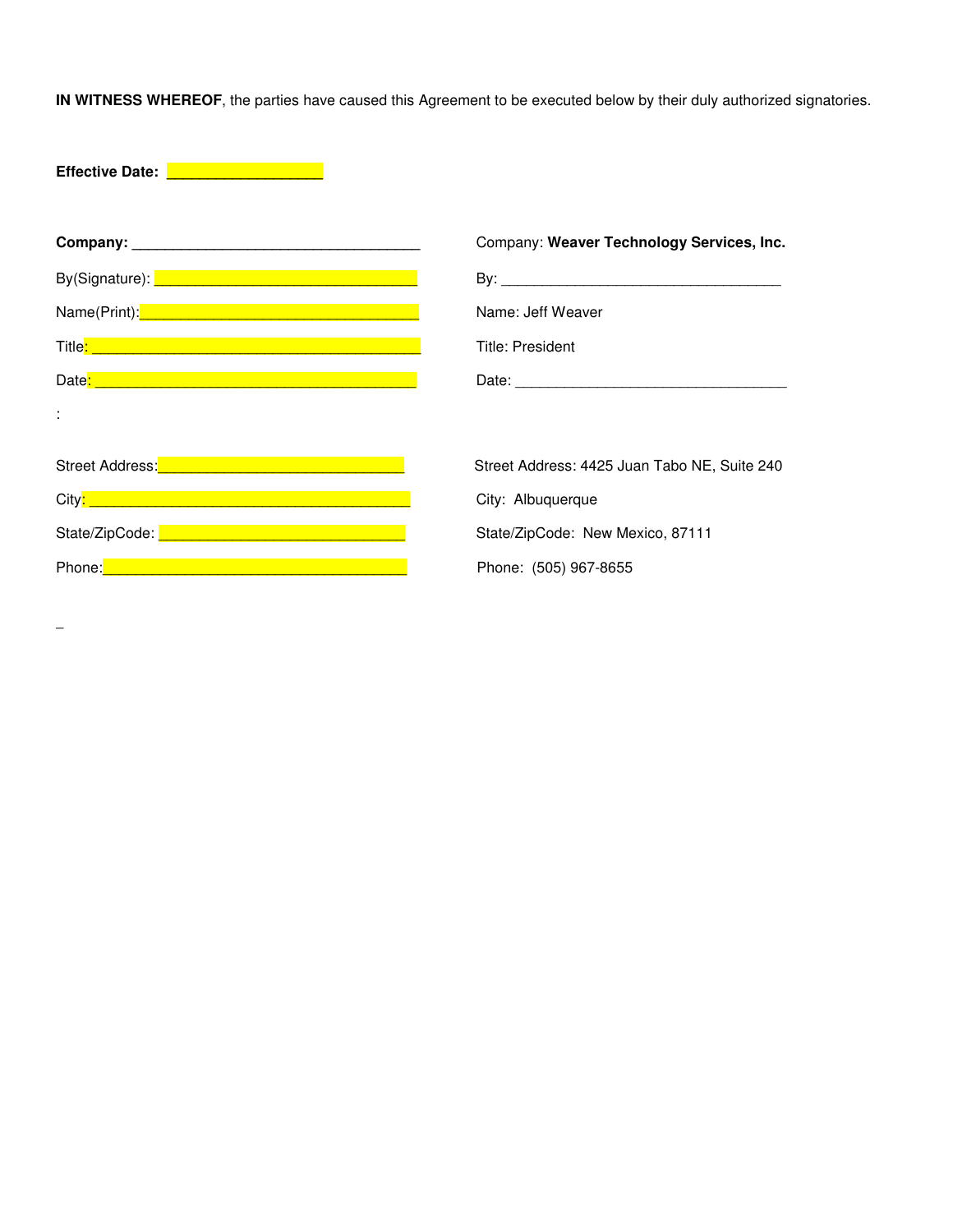**IN WITNESS WHEREOF**, the parties have caused this Agreement to be executed below by their duly authorized signatories.

**Effective Date:** ___________________

| | |
|---|---|
| **Company:** ___________________________________ | Company: **Weaver Technology Services, Inc.** |
| By(Signature): _________________________________ | By: __________________________________ |
| Name(Print):___________________________________ | Name: Jeff Weaver |
| Title:_________________________________________ | Title: President |
| Date:_________________________________________ | Date: _________________________________ |
| : | |
| Street Address:______________________________ | Street Address: 4425 Juan Tabo NE, Suite 240 |
| City:_________________________________________ | City: Albuquerque |
| State/ZipCode: ______________________________ | State/ZipCode: New Mexico, 87111 |
| Phone:_____________________________________ | Phone: (505) 967-8655 |

_